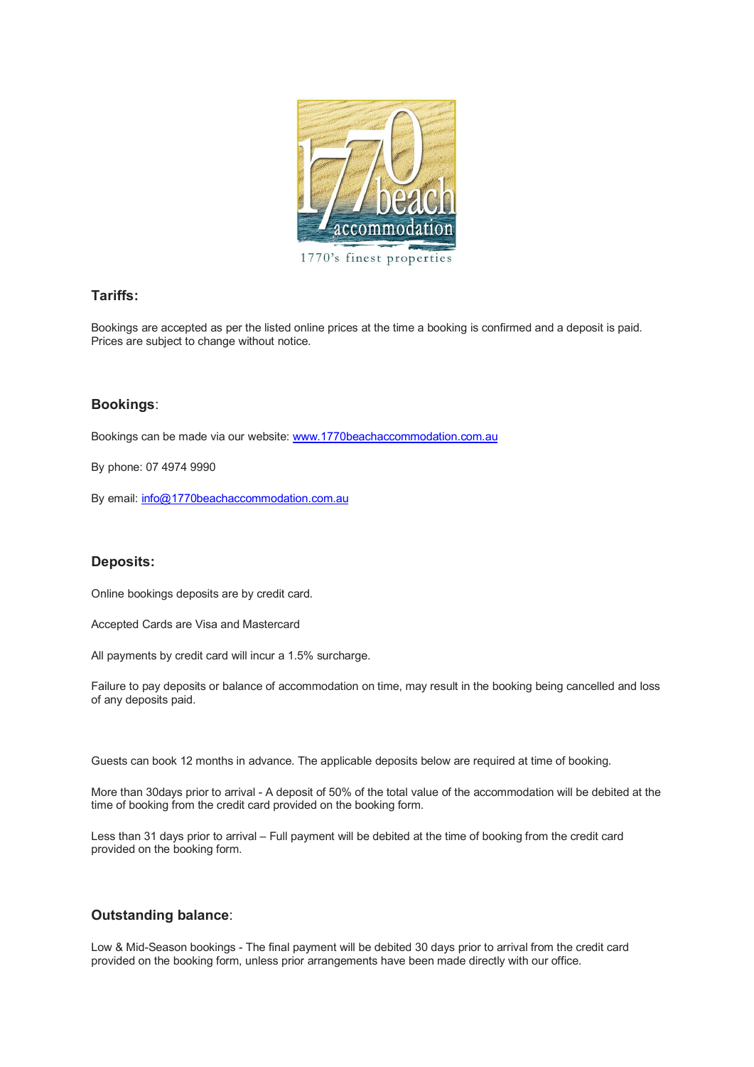## Tariffs:

Bookings are accepted as per the listed online prices at the time a booking is confirmed and a deposit is paid. Prices are subject to change without notice.

## Bookings:

Bookings can be made via our website: [www.1770beachaccommodation.com.au](http://www.1770beachaccommodation.com.au)

By phone: 07 4974 9990

By email: [info@1770beachaccommodation.com.au](mailto:info@1770beachaccommodation.com.au)

## Deposits:

Online bookings deposits are by credit card.

Accepted Cards are Visa and Mastercard

All payments by credit card will incur a 1.5% surcharge.

Failure to pay deposits or balance of accommodation on time, may result in the booking being cancelled and loss of any deposits paid.

Guests can book 12 months in advance. The applicable deposits below are required at time of booking.

More than 30days prior to arrival - A deposit of 50% of the total value of the accommodation will be debited at the time of booking from the credit card provided on the booking form.

Less than 31 days prior to arrival – Full payment will be debited at the time of booking from the credit card provided on the booking form.

## Outstanding balance:

Low & Mid-Season bookings - The final payment will be debited 30 days prior to arrival from the credit card provided on the booking form, unless prior arrangements have been made directly with our office.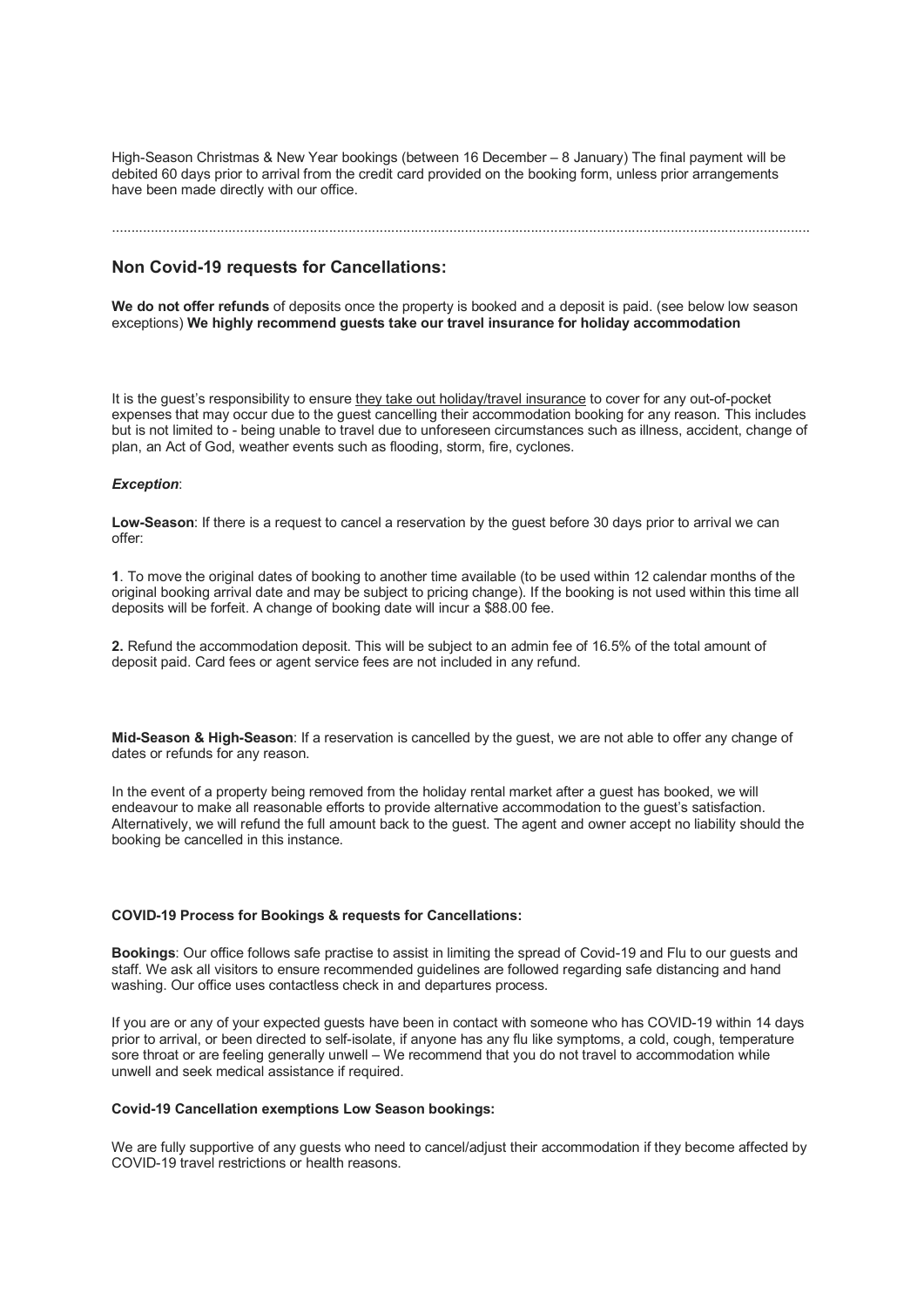High-Season Christmas & New Year bookings (between 16 December – 8 January) The final payment will be debited 60 days prior to arrival from the credit card provided on the booking form, unless prior arrangements have been made directly with our office.

..........................................................................................................................................................................

## Non Covid-19 requests for Cancellations:

**We do not offer refunds** of deposits once the property is booked and a deposit is paid. (see below low season exceptions) **We highly recommend guests take our travel insurance for holiday accommodation**

It is the guest's responsibility to ensure <u>they take out holiday/travel insurance</u> to cover for any out-of-pocket expenses that may occur due to the guest cancelling their accommodation booking for any reason. This includes but is not limited to - being unable to travel due to unforeseen circumstances such as illness, accident, change of plan, an Act of God, weather events such as flooding, storm, fire, cyclones.

***Exception***:

**Low-Season**: If there is a request to cancel a reservation by the guest before 30 days prior to arrival we can offer:

**1**. To move the original dates of booking to another time available (to be used within 12 calendar months of the original booking arrival date and may be subject to pricing change). If the booking is not used within this time all deposits will be forfeit. A change of booking date will incur a $88.00 fee.

**2.** Refund the accommodation deposit. This will be subject to an admin fee of 16.5% of the total amount of deposit paid. Card fees or agent service fees are not included in any refund.

**Mid-Season & High-Season**: If a reservation is cancelled by the guest, we are not able to offer any change of dates or refunds for any reason.

In the event of a property being removed from the holiday rental market after a guest has booked, we will endeavour to make all reasonable efforts to provide alternative accommodation to the guest's satisfaction. Alternatively, we will refund the full amount back to the guest. The agent and owner accept no liability should the booking be cancelled in this instance.

**COVID-19 Process for Bookings & requests for Cancellations:**

**Bookings**: Our office follows safe practise to assist in limiting the spread of Covid-19 and Flu to our guests and staff. We ask all visitors to ensure recommended guidelines are followed regarding safe distancing and hand washing. Our office uses contactless check in and departures process.

If you are or any of your expected guests have been in contact with someone who has COVID-19 within 14 days prior to arrival, or been directed to self-isolate, if anyone has any flu like symptoms, a cold, cough, temperature sore throat or are feeling generally unwell – We recommend that you do not travel to accommodation while unwell and seek medical assistance if required.

**Covid-19 Cancellation exemptions Low Season bookings:**

We are fully supportive of any guests who need to cancel/adjust their accommodation if they become affected by COVID-19 travel restrictions or health reasons.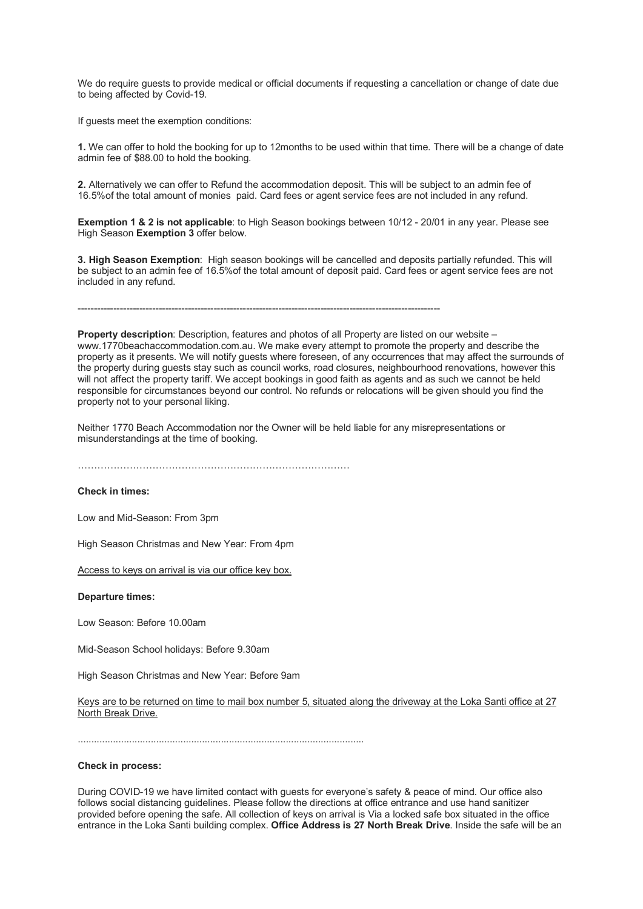We do require guests to provide medical or official documents if requesting a cancellation or change of date due to being affected by Covid-19.

If guests meet the exemption conditions:

**1.** We can offer to hold the booking for up to 12months to be used within that time. There will be a change of date admin fee of $88.00 to hold the booking.

**2.** Alternatively we can offer to Refund the accommodation deposit. This will be subject to an admin fee of 16.5%of the total amount of monies paid. Card fees or agent service fees are not included in any refund.

**Exemption 1 & 2 is not applicable**: to High Season bookings between 10/12 - 20/01 in any year. Please see High Season **Exemption 3** offer below.

**3. High Season Exemption**: High season bookings will be cancelled and deposits partially refunded. This will be subject to an admin fee of 16.5%of the total amount of deposit paid. Card fees or agent service fees are not included in any refund.

---

**Property description**: Description, features and photos of all Property are listed on our website – www.1770beachaccommodation.com.au. We make every attempt to promote the property and describe the property as it presents. We will notify guests where foreseen, of any occurrences that may affect the surrounds of the property during guests stay such as council works, road closures, neighbourhood renovations, however this will not affect the property tariff. We accept bookings in good faith as agents and as such we cannot be held responsible for circumstances beyond our control. No refunds or relocations will be given should you find the property not to your personal liking.

Neither 1770 Beach Accommodation nor the Owner will be held liable for any misrepresentations or misunderstandings at the time of booking.

…………………………………………………………………………

**Check in times:**

Low and Mid-Season: From 3pm

High Season Christmas and New Year: From 4pm

Access to keys on arrival is via our office key box.

**Departure times:**

Low Season: Before 10.00am

Mid-Season School holidays: Before 9.30am

High Season Christmas and New Year: Before 9am

Keys are to be returned on time to mail box number 5, situated along the driveway at the Loka Santi office at 27 North Break Drive.

.......................................................................................................

**Check in process:**

During COVID-19 we have limited contact with guests for everyone's safety & peace of mind. Our office also follows social distancing guidelines. Please follow the directions at office entrance and use hand sanitizer provided before opening the safe. All collection of keys on arrival is Via a locked safe box situated in the office entrance in the Loka Santi building complex. **Office Address is 27 North Break Drive**. Inside the safe will be an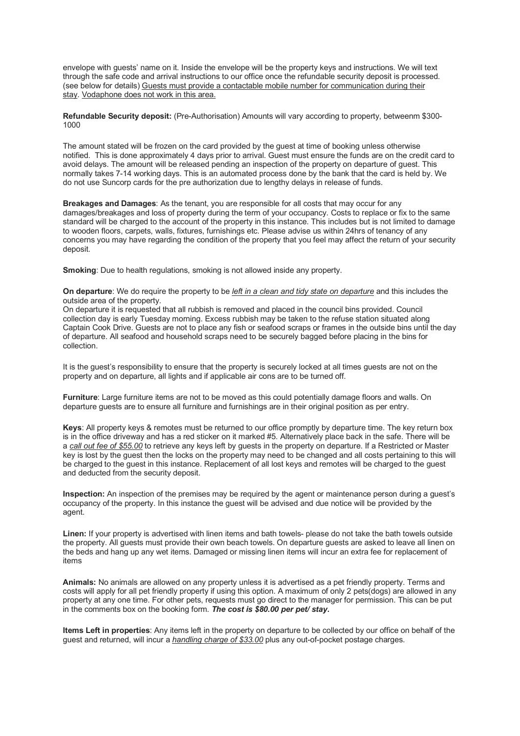envelope with guests' name on it. Inside the envelope will be the property keys and instructions. We will text through the safe code and arrival instructions to our office once the refundable security deposit is processed. (see below for details) Guests must provide a contactable mobile number for communication during their stay. Vodaphone does not work in this area.

**Refundable Security deposit:** (Pre-Authorisation) Amounts will vary according to property, betweenm $300-1000

The amount stated will be frozen on the card provided by the guest at time of booking unless otherwise notified. This is done approximately 4 days prior to arrival. Guest must ensure the funds are on the credit card to avoid delays. The amount will be released pending an inspection of the property on departure of guest. This normally takes 7-14 working days. This is an automated process done by the bank that the card is held by. We do not use Suncorp cards for the pre authorization due to lengthy delays in release of funds.

**Breakages and Damages**: As the tenant, you are responsible for all costs that may occur for any damages/breakages and loss of property during the term of your occupancy. Costs to replace or fix to the same standard will be charged to the account of the property in this instance. This includes but is not limited to damage to wooden floors, carpets, walls, fixtures, furnishings etc. Please advise us within 24hrs of tenancy of any concerns you may have regarding the condition of the property that you feel may affect the return of your security deposit.

**Smoking**: Due to health regulations, smoking is not allowed inside any property.

**On departure**: We do require the property to be *left in a clean and tidy state on departure* and this includes the outside area of the property.
On departure it is requested that all rubbish is removed and placed in the council bins provided. Council collection day is early Tuesday morning. Excess rubbish may be taken to the refuse station situated along Captain Cook Drive. Guests are not to place any fish or seafood scraps or frames in the outside bins until the day of departure. All seafood and household scraps need to be securely bagged before placing in the bins for collection.

It is the guest's responsibility to ensure that the property is securely locked at all times guests are not on the property and on departure, all lights and if applicable air cons are to be turned off.

**Furniture**: Large furniture items are not to be moved as this could potentially damage floors and walls. On departure guests are to ensure all furniture and furnishings are in their original position as per entry.

**Keys**: All property keys & remotes must be returned to our office promptly by departure time. The key return box is in the office driveway and has a red sticker on it marked #5. Alternatively place back in the safe. There will be a *call out fee of $55.00* to retrieve any keys left by guests in the property on departure. If a Restricted or Master key is lost by the guest then the locks on the property may need to be changed and all costs pertaining to this will be charged to the guest in this instance. Replacement of all lost keys and remotes will be charged to the guest and deducted from the security deposit.

**Inspection:** An inspection of the premises may be required by the agent or maintenance person during a guest's occupancy of the property. In this instance the guest will be advised and due notice will be provided by the agent.

**Linen:** If your property is advertised with linen items and bath towels- please do not take the bath towels outside the property. All guests must provide their own beach towels. On departure guests are asked to leave all linen on the beds and hang up any wet items. Damaged or missing linen items will incur an extra fee for replacement of items

**Animals:** No animals are allowed on any property unless it is advertised as a pet friendly property. Terms and costs will apply for all pet friendly property if using this option. A maximum of only 2 pets(dogs) are allowed in any property at any one time. For other pets, requests must go direct to the manager for permission. This can be put in the comments box on the booking form. ***The cost is $80.00 per pet/ stay.***

**Items Left in properties**: Any items left in the property on departure to be collected by our office on behalf of the guest and returned, will incur a *handling charge of $33.00* plus any out-of-pocket postage charges.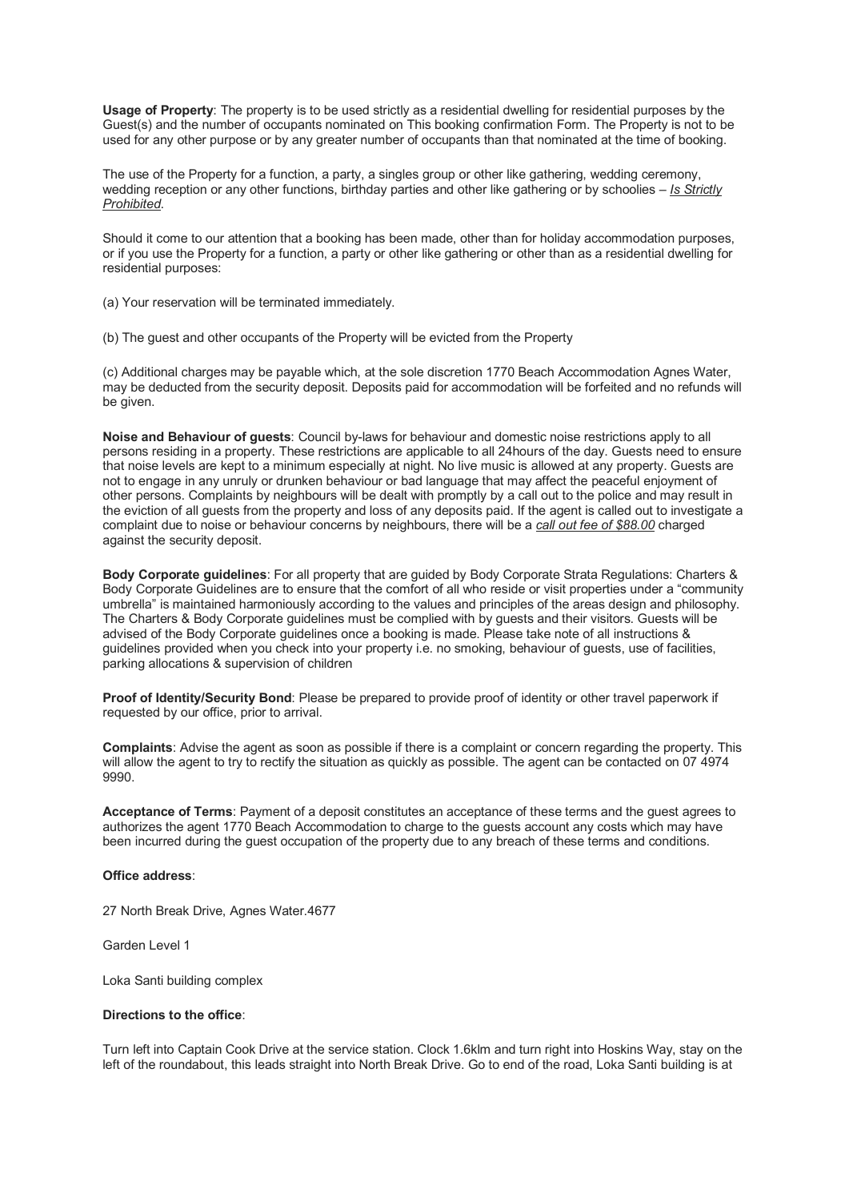**Usage of Property**: The property is to be used strictly as a residential dwelling for residential purposes by the Guest(s) and the number of occupants nominated on This booking confirmation Form. The Property is not to be used for any other purpose or by any greater number of occupants than that nominated at the time of booking.

The use of the Property for a function, a party, a singles group or other like gathering, wedding ceremony, wedding reception or any other functions, birthday parties and other like gathering or by schoolies – *Is Strictly Prohibited*.

Should it come to our attention that a booking has been made, other than for holiday accommodation purposes, or if you use the Property for a function, a party or other like gathering or other than as a residential dwelling for residential purposes:

(a) Your reservation will be terminated immediately.

(b) The guest and other occupants of the Property will be evicted from the Property

(c) Additional charges may be payable which, at the sole discretion 1770 Beach Accommodation Agnes Water, may be deducted from the security deposit. Deposits paid for accommodation will be forfeited and no refunds will be given.

**Noise and Behaviour of guests**: Council by-laws for behaviour and domestic noise restrictions apply to all persons residing in a property. These restrictions are applicable to all 24hours of the day. Guests need to ensure that noise levels are kept to a minimum especially at night. No live music is allowed at any property. Guests are not to engage in any unruly or drunken behaviour or bad language that may affect the peaceful enjoyment of other persons. Complaints by neighbours will be dealt with promptly by a call out to the police and may result in the eviction of all guests from the property and loss of any deposits paid. If the agent is called out to investigate a complaint due to noise or behaviour concerns by neighbours, there will be a *call out fee of $88.00* charged against the security deposit.

**Body Corporate guidelines**: For all property that are guided by Body Corporate Strata Regulations: Charters & Body Corporate Guidelines are to ensure that the comfort of all who reside or visit properties under a "community umbrella" is maintained harmoniously according to the values and principles of the areas design and philosophy. The Charters & Body Corporate guidelines must be complied with by guests and their visitors. Guests will be advised of the Body Corporate guidelines once a booking is made. Please take note of all instructions & guidelines provided when you check into your property i.e. no smoking, behaviour of guests, use of facilities, parking allocations & supervision of children

**Proof of Identity/Security Bond**: Please be prepared to provide proof of identity or other travel paperwork if requested by our office, prior to arrival.

**Complaints**: Advise the agent as soon as possible if there is a complaint or concern regarding the property. This will allow the agent to try to rectify the situation as quickly as possible. The agent can be contacted on 07 4974 9990.

**Acceptance of Terms**: Payment of a deposit constitutes an acceptance of these terms and the guest agrees to authorizes the agent 1770 Beach Accommodation to charge to the guests account any costs which may have been incurred during the guest occupation of the property due to any breach of these terms and conditions.

**Office address**:

27 North Break Drive, Agnes Water.4677

Garden Level 1

Loka Santi building complex

**Directions to the office**:

Turn left into Captain Cook Drive at the service station. Clock 1.6klm and turn right into Hoskins Way, stay on the left of the roundabout, this leads straight into North Break Drive. Go to end of the road, Loka Santi building is at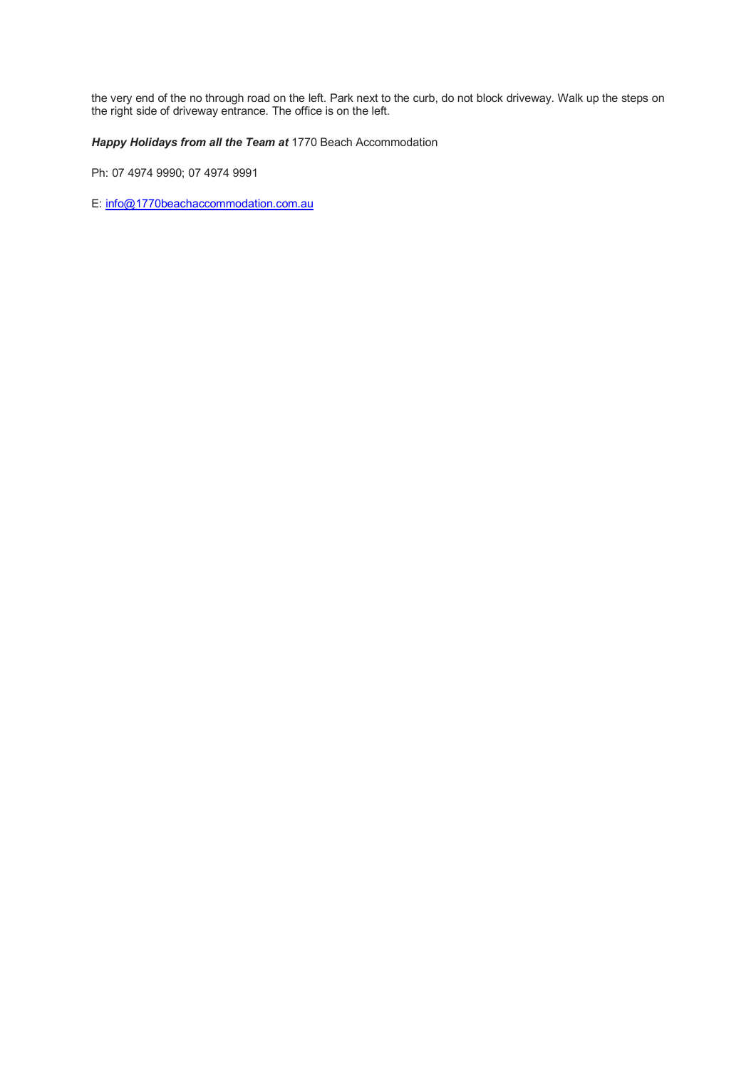the very end of the no through road on the left. Park next to the curb, do not block driveway. Walk up the steps on the right side of driveway entrance. The office is on the left.

***Happy Holidays from all the Team at*** 1770 Beach Accommodation

Ph: 07 4974 9990; 07 4974 9991

E: [info@1770beachaccommodation.com.au](mailto:info@1770beachaccommodation.com.au)